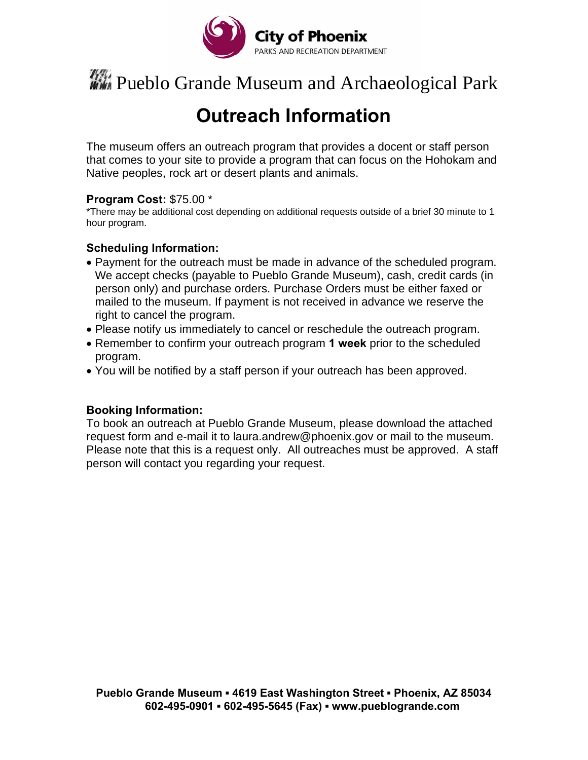City of Phoenix
PARKS AND RECREATION DEPARTMENT

# Pueblo Grande Museum and Archaeological Park

## Outreach Information

The museum offers an outreach program that provides a docent or staff person that comes to your site to provide a program that can focus on the Hohokam and Native peoples, rock art or desert plants and animals.

**Program Cost:** $75.00 *

*There may be additional cost depending on additional requests outside of a brief 30 minute to 1 hour program.

**Scheduling Information:**

- Payment for the outreach must be made in advance of the scheduled program. We accept checks (payable to Pueblo Grande Museum), cash, credit cards (in person only) and purchase orders. Purchase Orders must be either faxed or mailed to the museum. If payment is not received in advance we reserve the right to cancel the program.
- Please notify us immediately to cancel or reschedule the outreach program.
- Remember to confirm your outreach program **1 week** prior to the scheduled program.
- You will be notified by a staff person if your outreach has been approved.

**Booking Information:**

To book an outreach at Pueblo Grande Museum, please download the attached request form and e-mail it to laura.andrew@phoenix.gov or mail to the museum. Please note that this is a request only. All outreaches must be approved. A staff person will contact you regarding your request.

**Pueblo Grande Museum ▪ 4619 East Washington Street ▪ Phoenix, AZ 85034**
**602-495-0901 ▪ 602-495-5645 (Fax) ▪ www.pueblogrande.com**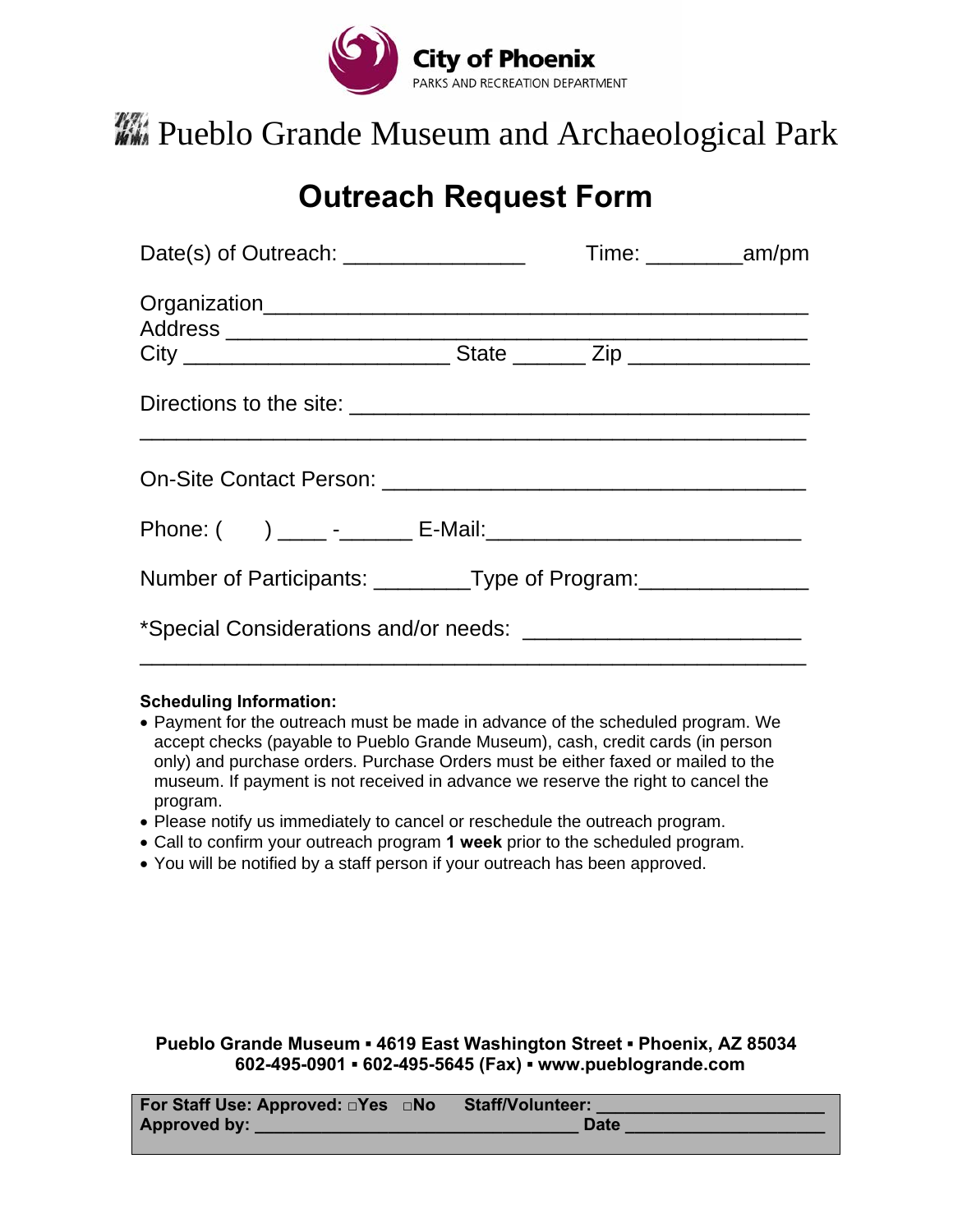City of Phoenix
PARKS AND RECREATION DEPARTMENT

# Pueblo Grande Museum and Archaeological Park

## Outreach Request Form

Date(s) of Outreach: _______________ Time: ________am/pm

Organization_____________________________________________
Address _______________________________________________
City ______________________ State ______ Zip _______________

Directions to the site: _____________________________________
_______________________________________________________

On-Site Contact Person: ___________________________________

Phone: (     ) ____ -______ E-Mail:__________________________

Number of Participants: ________Type of Program:______________

*Special Considerations and/or needs: _______________________
_______________________________________________________

**Scheduling Information:**

- Payment for the outreach must be made in advance of the scheduled program. We accept checks (payable to Pueblo Grande Museum), cash, credit cards (in person only) and purchase orders. Purchase Orders must be either faxed or mailed to the museum. If payment is not received in advance we reserve the right to cancel the program.
- Please notify us immediately to cancel or reschedule the outreach program.
- Call to confirm your outreach program **1 week** prior to the scheduled program.
- You will be notified by a staff person if your outreach has been approved.

**Pueblo Grande Museum ▪ 4619 East Washington Street ▪ Phoenix, AZ 85034**
**602-495-0901 ▪ 602-495-5645 (Fax) ▪ www.pueblogrande.com**

**For Staff Use: Approved: □Yes □No Staff/Volunteer: ______________________**
**Approved by: ________________________________ Date ____________________**